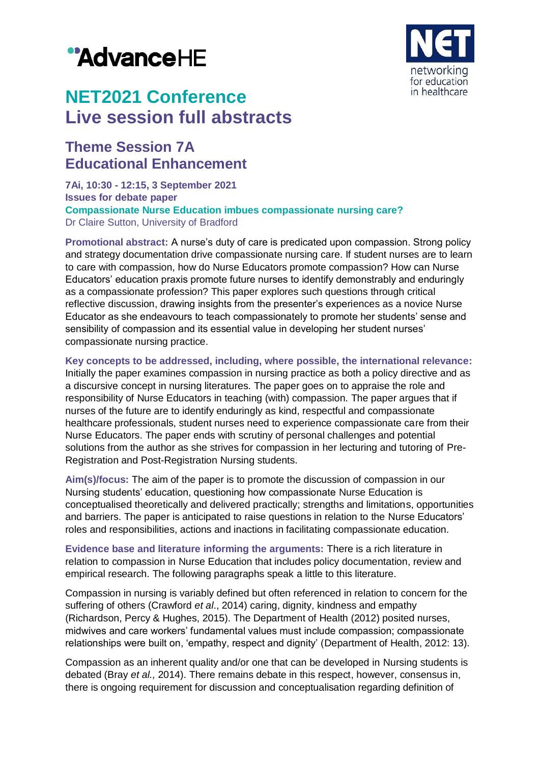AdvanceHE

NET networking for education in healthcare

# NET2021 Conference
# Live session full abstracts

## Theme Session 7A
## Educational Enhancement

**7Ai, 10:30 - 12:15, 3 September 2021**
**Issues for debate paper**
**Compassionate Nurse Education imbues compassionate nursing care?**
Dr Claire Sutton, University of Bradford

**Promotional abstract:** A nurse's duty of care is predicated upon compassion. Strong policy and strategy documentation drive compassionate nursing care. If student nurses are to learn to care with compassion, how do Nurse Educators promote compassion? How can Nurse Educators' education praxis promote future nurses to identify demonstrably and enduringly as a compassionate profession? This paper explores such questions through critical reflective discussion, drawing insights from the presenter's experiences as a novice Nurse Educator as she endeavours to teach compassionately to promote her students' sense and sensibility of compassion and its essential value in developing her student nurses' compassionate nursing practice.

**Key concepts to be addressed, including, where possible, the international relevance:** Initially the paper examines compassion in nursing practice as both a policy directive and as a discursive concept in nursing literatures. The paper goes on to appraise the role and responsibility of Nurse Educators in teaching (with) compassion. The paper argues that if nurses of the future are to identify enduringly as kind, respectful and compassionate healthcare professionals, student nurses need to experience compassionate care from their Nurse Educators. The paper ends with scrutiny of personal challenges and potential solutions from the author as she strives for compassion in her lecturing and tutoring of Pre-Registration and Post-Registration Nursing students.

**Aim(s)/focus:** The aim of the paper is to promote the discussion of compassion in our Nursing students' education, questioning how compassionate Nurse Education is conceptualised theoretically and delivered practically; strengths and limitations, opportunities and barriers. The paper is anticipated to raise questions in relation to the Nurse Educators' roles and responsibilities, actions and inactions in facilitating compassionate education.

**Evidence base and literature informing the arguments:** There is a rich literature in relation to compassion in Nurse Education that includes policy documentation, review and empirical research. The following paragraphs speak a little to this literature.

Compassion in nursing is variably defined but often referenced in relation to concern for the suffering of others (Crawford *et al*., 2014) caring, dignity, kindness and empathy (Richardson, Percy & Hughes, 2015). The Department of Health (2012) posited nurses, midwives and care workers' fundamental values must include compassion; compassionate relationships were built on, 'empathy, respect and dignity' (Department of Health, 2012: 13).

Compassion as an inherent quality and/or one that can be developed in Nursing students is debated (Bray *et al.,* 2014). There remains debate in this respect, however, consensus in, there is ongoing requirement for discussion and conceptualisation regarding definition of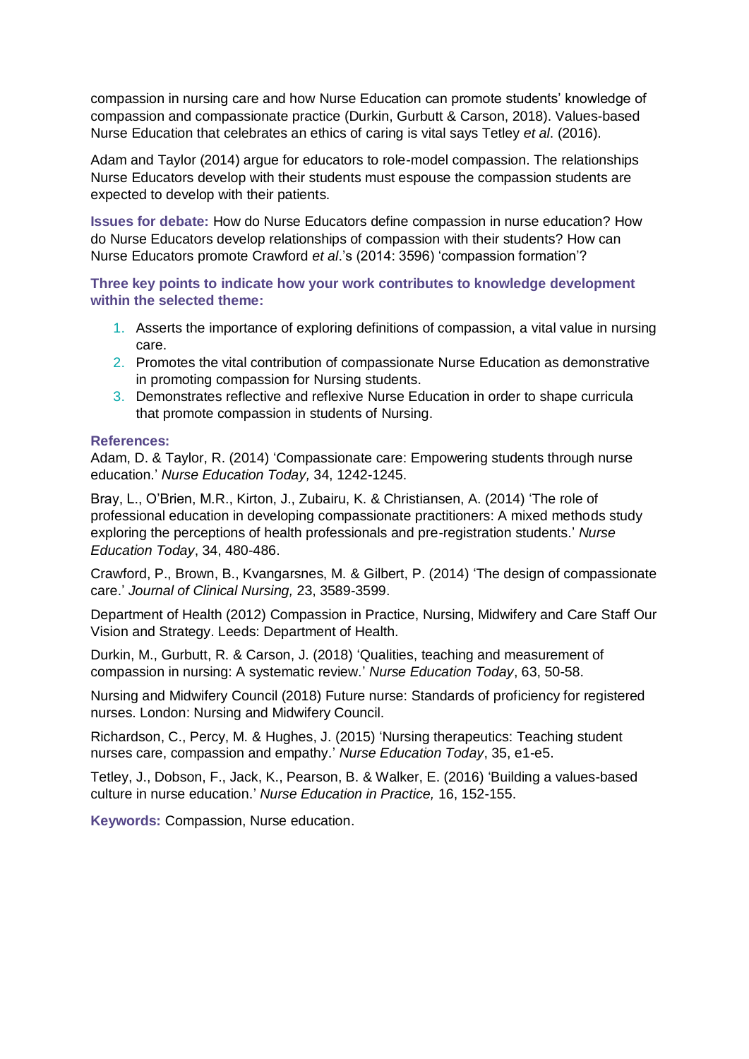compassion in nursing care and how Nurse Education can promote students' knowledge of compassion and compassionate practice (Durkin, Gurbutt & Carson, 2018). Values-based Nurse Education that celebrates an ethics of caring is vital says Tetley *et al*. (2016).

Adam and Taylor (2014) argue for educators to role-model compassion. The relationships Nurse Educators develop with their students must espouse the compassion students are expected to develop with their patients.

**Issues for debate:** How do Nurse Educators define compassion in nurse education? How do Nurse Educators develop relationships of compassion with their students? How can Nurse Educators promote Crawford *et al*.'s (2014: 3596) 'compassion formation'?

**Three key points to indicate how your work contributes to knowledge development within the selected theme:**

1. Asserts the importance of exploring definitions of compassion, a vital value in nursing care.
2. Promotes the vital contribution of compassionate Nurse Education as demonstrative in promoting compassion for Nursing students.
3. Demonstrates reflective and reflexive Nurse Education in order to shape curricula that promote compassion in students of Nursing.

**References:**

Adam, D. & Taylor, R. (2014) 'Compassionate care: Empowering students through nurse education.' *Nurse Education Today,* 34, 1242-1245.

Bray, L., O'Brien, M.R., Kirton, J., Zubairu, K. & Christiansen, A. (2014) 'The role of professional education in developing compassionate practitioners: A mixed methods study exploring the perceptions of health professionals and pre-registration students.' *Nurse Education Today*, 34, 480-486.

Crawford, P., Brown, B., Kvangarsnes, M. & Gilbert, P. (2014) 'The design of compassionate care.' *Journal of Clinical Nursing,* 23, 3589-3599.

Department of Health (2012) Compassion in Practice, Nursing, Midwifery and Care Staff Our Vision and Strategy. Leeds: Department of Health.

Durkin, M., Gurbutt, R. & Carson, J. (2018) 'Qualities, teaching and measurement of compassion in nursing: A systematic review.' *Nurse Education Today*, 63, 50-58.

Nursing and Midwifery Council (2018) Future nurse: Standards of proficiency for registered nurses. London: Nursing and Midwifery Council.

Richardson, C., Percy, M. & Hughes, J. (2015) 'Nursing therapeutics: Teaching student nurses care, compassion and empathy.' *Nurse Education Today*, 35, e1-e5.

Tetley, J., Dobson, F., Jack, K., Pearson, B. & Walker, E. (2016) 'Building a values-based culture in nurse education.' *Nurse Education in Practice,* 16, 152-155.

**Keywords:** Compassion, Nurse education.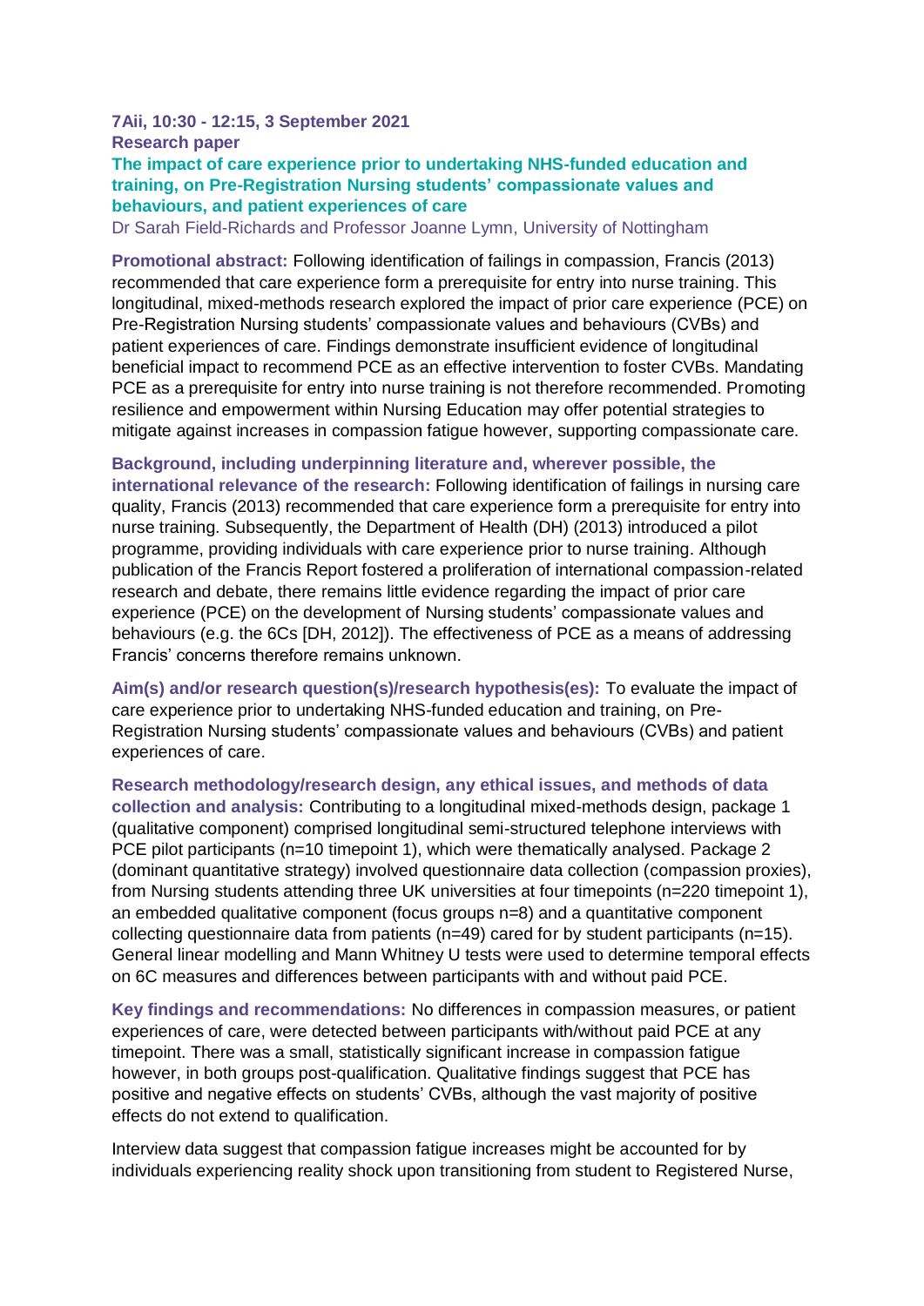**7Aii, 10:30 - 12:15, 3 September 2021**

**Research paper**

## The impact of care experience prior to undertaking NHS-funded education and training, on Pre-Registration Nursing students' compassionate values and behaviours, and patient experiences of care

Dr Sarah Field-Richards and Professor Joanne Lymn, University of Nottingham

**Promotional abstract:** Following identification of failings in compassion, Francis (2013) recommended that care experience form a prerequisite for entry into nurse training. This longitudinal, mixed-methods research explored the impact of prior care experience (PCE) on Pre-Registration Nursing students' compassionate values and behaviours (CVBs) and patient experiences of care. Findings demonstrate insufficient evidence of longitudinal beneficial impact to recommend PCE as an effective intervention to foster CVBs. Mandating PCE as a prerequisite for entry into nurse training is not therefore recommended. Promoting resilience and empowerment within Nursing Education may offer potential strategies to mitigate against increases in compassion fatigue however, supporting compassionate care.

**Background, including underpinning literature and, wherever possible, the international relevance of the research:** Following identification of failings in nursing care quality, Francis (2013) recommended that care experience form a prerequisite for entry into nurse training. Subsequently, the Department of Health (DH) (2013) introduced a pilot programme, providing individuals with care experience prior to nurse training. Although publication of the Francis Report fostered a proliferation of international compassion-related research and debate, there remains little evidence regarding the impact of prior care experience (PCE) on the development of Nursing students' compassionate values and behaviours (e.g. the 6Cs [DH, 2012]). The effectiveness of PCE as a means of addressing Francis' concerns therefore remains unknown.

**Aim(s) and/or research question(s)/research hypothesis(es):** To evaluate the impact of care experience prior to undertaking NHS-funded education and training, on Pre-Registration Nursing students' compassionate values and behaviours (CVBs) and patient experiences of care.

**Research methodology/research design, any ethical issues, and methods of data collection and analysis:** Contributing to a longitudinal mixed-methods design, package 1 (qualitative component) comprised longitudinal semi-structured telephone interviews with PCE pilot participants (n=10 timepoint 1), which were thematically analysed. Package 2 (dominant quantitative strategy) involved questionnaire data collection (compassion proxies), from Nursing students attending three UK universities at four timepoints (n=220 timepoint 1), an embedded qualitative component (focus groups n=8) and a quantitative component collecting questionnaire data from patients (n=49) cared for by student participants (n=15). General linear modelling and Mann Whitney U tests were used to determine temporal effects on 6C measures and differences between participants with and without paid PCE.

**Key findings and recommendations:** No differences in compassion measures, or patient experiences of care, were detected between participants with/without paid PCE at any timepoint. There was a small, statistically significant increase in compassion fatigue however, in both groups post-qualification. Qualitative findings suggest that PCE has positive and negative effects on students' CVBs, although the vast majority of positive effects do not extend to qualification.

Interview data suggest that compassion fatigue increases might be accounted for by individuals experiencing reality shock upon transitioning from student to Registered Nurse,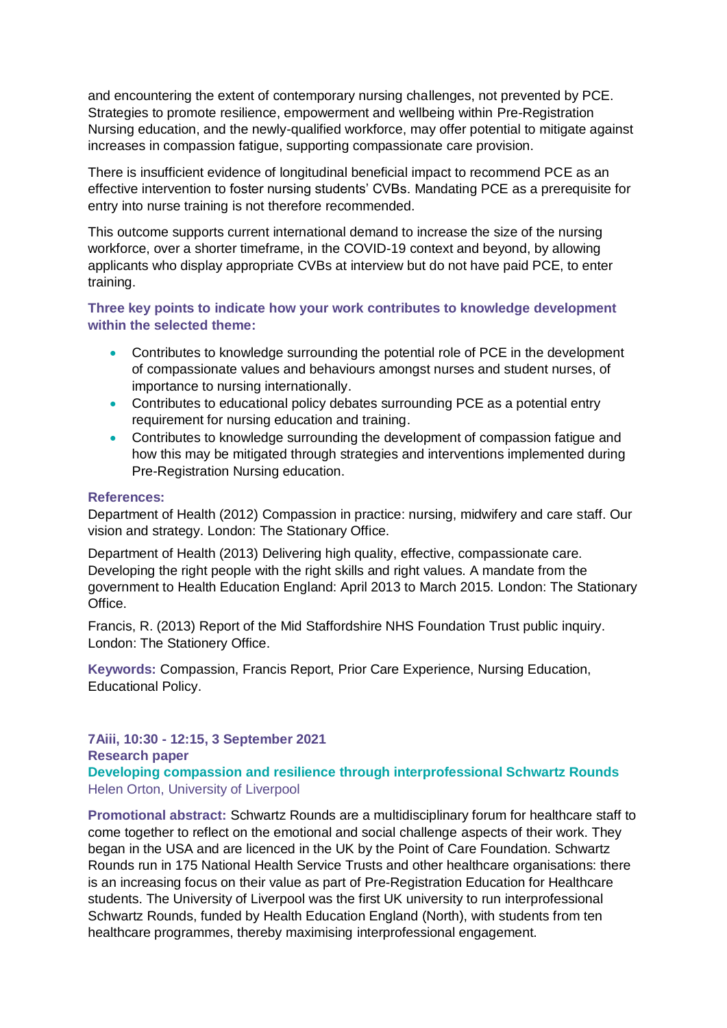and encountering the extent of contemporary nursing challenges, not prevented by PCE. Strategies to promote resilience, empowerment and wellbeing within Pre-Registration Nursing education, and the newly-qualified workforce, may offer potential to mitigate against increases in compassion fatigue, supporting compassionate care provision.

There is insufficient evidence of longitudinal beneficial impact to recommend PCE as an effective intervention to foster nursing students' CVBs. Mandating PCE as a prerequisite for entry into nurse training is not therefore recommended.

This outcome supports current international demand to increase the size of the nursing workforce, over a shorter timeframe, in the COVID-19 context and beyond, by allowing applicants who display appropriate CVBs at interview but do not have paid PCE, to enter training.

**Three key points to indicate how your work contributes to knowledge development within the selected theme:**

- Contributes to knowledge surrounding the potential role of PCE in the development of compassionate values and behaviours amongst nurses and student nurses, of importance to nursing internationally.
- Contributes to educational policy debates surrounding PCE as a potential entry requirement for nursing education and training.
- Contributes to knowledge surrounding the development of compassion fatigue and how this may be mitigated through strategies and interventions implemented during Pre-Registration Nursing education.

**References:**

Department of Health (2012) Compassion in practice: nursing, midwifery and care staff. Our vision and strategy. London: The Stationary Office.

Department of Health (2013) Delivering high quality, effective, compassionate care. Developing the right people with the right skills and right values. A mandate from the government to Health Education England: April 2013 to March 2015. London: The Stationary Office.

Francis, R. (2013) Report of the Mid Staffordshire NHS Foundation Trust public inquiry. London: The Stationery Office.

**Keywords:** Compassion, Francis Report, Prior Care Experience, Nursing Education, Educational Policy.

**7Aiii, 10:30 - 12:15, 3 September 2021**
**Research paper**

## Developing compassion and resilience through interprofessional Schwartz Rounds

Helen Orton, University of Liverpool

**Promotional abstract:** Schwartz Rounds are a multidisciplinary forum for healthcare staff to come together to reflect on the emotional and social challenge aspects of their work. They began in the USA and are licenced in the UK by the Point of Care Foundation. Schwartz Rounds run in 175 National Health Service Trusts and other healthcare organisations: there is an increasing focus on their value as part of Pre-Registration Education for Healthcare students. The University of Liverpool was the first UK university to run interprofessional Schwartz Rounds, funded by Health Education England (North), with students from ten healthcare programmes, thereby maximising interprofessional engagement.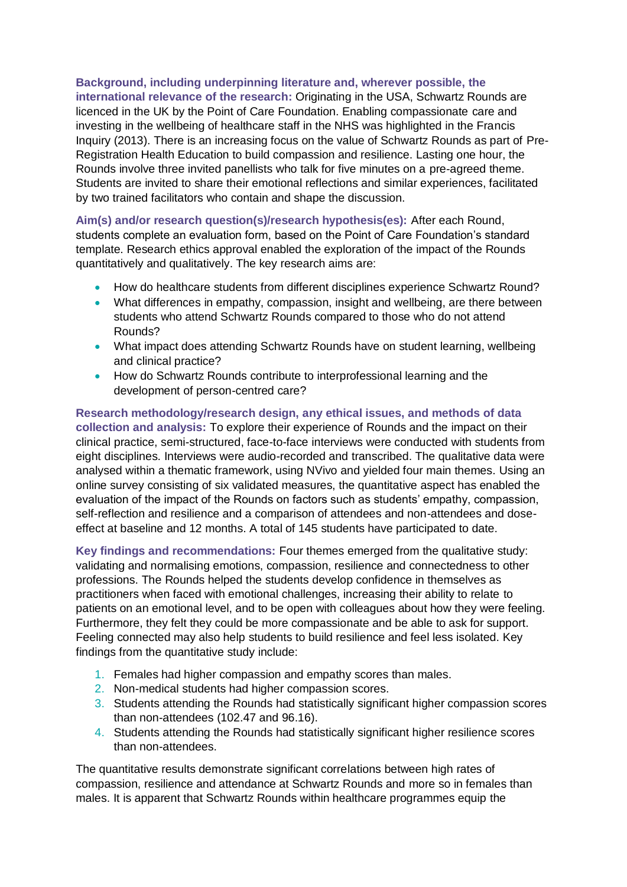**Background, including underpinning literature and, wherever possible, the international relevance of the research:** Originating in the USA, Schwartz Rounds are licenced in the UK by the Point of Care Foundation. Enabling compassionate care and investing in the wellbeing of healthcare staff in the NHS was highlighted in the Francis Inquiry (2013). There is an increasing focus on the value of Schwartz Rounds as part of Pre-Registration Health Education to build compassion and resilience. Lasting one hour, the Rounds involve three invited panellists who talk for five minutes on a pre-agreed theme. Students are invited to share their emotional reflections and similar experiences, facilitated by two trained facilitators who contain and shape the discussion.

**Aim(s) and/or research question(s)/research hypothesis(es):** After each Round, students complete an evaluation form, based on the Point of Care Foundation's standard template. Research ethics approval enabled the exploration of the impact of the Rounds quantitatively and qualitatively. The key research aims are:

- How do healthcare students from different disciplines experience Schwartz Round?
- What differences in empathy, compassion, insight and wellbeing, are there between students who attend Schwartz Rounds compared to those who do not attend Rounds?
- What impact does attending Schwartz Rounds have on student learning, wellbeing and clinical practice?
- How do Schwartz Rounds contribute to interprofessional learning and the development of person-centred care?

**Research methodology/research design, any ethical issues, and methods of data collection and analysis:** To explore their experience of Rounds and the impact on their clinical practice, semi-structured, face-to-face interviews were conducted with students from eight disciplines. Interviews were audio-recorded and transcribed. The qualitative data were analysed within a thematic framework, using NVivo and yielded four main themes. Using an online survey consisting of six validated measures, the quantitative aspect has enabled the evaluation of the impact of the Rounds on factors such as students' empathy, compassion, self-reflection and resilience and a comparison of attendees and non-attendees and dose-effect at baseline and 12 months. A total of 145 students have participated to date.

**Key findings and recommendations:** Four themes emerged from the qualitative study: validating and normalising emotions, compassion, resilience and connectedness to other professions. The Rounds helped the students develop confidence in themselves as practitioners when faced with emotional challenges, increasing their ability to relate to patients on an emotional level, and to be open with colleagues about how they were feeling. Furthermore, they felt they could be more compassionate and be able to ask for support. Feeling connected may also help students to build resilience and feel less isolated. Key findings from the quantitative study include:

1. Females had higher compassion and empathy scores than males.
2. Non-medical students had higher compassion scores.
3. Students attending the Rounds had statistically significant higher compassion scores than non-attendees (102.47 and 96.16).
4. Students attending the Rounds had statistically significant higher resilience scores than non-attendees.

The quantitative results demonstrate significant correlations between high rates of compassion, resilience and attendance at Schwartz Rounds and more so in females than males. It is apparent that Schwartz Rounds within healthcare programmes equip the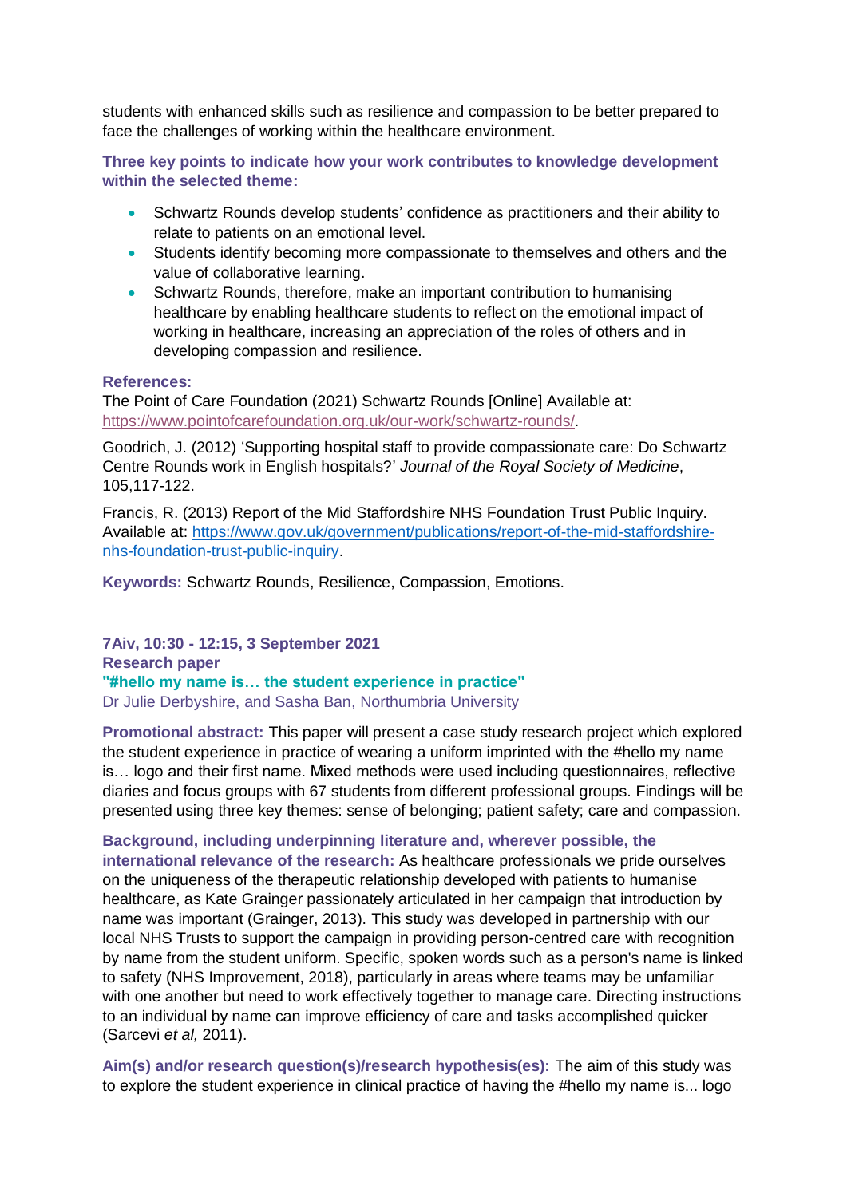students with enhanced skills such as resilience and compassion to be better prepared to face the challenges of working within the healthcare environment.

**Three key points to indicate how your work contributes to knowledge development within the selected theme:**

- Schwartz Rounds develop students' confidence as practitioners and their ability to relate to patients on an emotional level.
- Students identify becoming more compassionate to themselves and others and the value of collaborative learning.
- Schwartz Rounds, therefore, make an important contribution to humanising healthcare by enabling healthcare students to reflect on the emotional impact of working in healthcare, increasing an appreciation of the roles of others and in developing compassion and resilience.

**References:**

The Point of Care Foundation (2021) Schwartz Rounds [Online] Available at: https://www.pointofcarefoundation.org.uk/our-work/schwartz-rounds/.

Goodrich, J. (2012) 'Supporting hospital staff to provide compassionate care: Do Schwartz Centre Rounds work in English hospitals?' *Journal of the Royal Society of Medicine*, 105,117-122.

Francis, R. (2013) Report of the Mid Staffordshire NHS Foundation Trust Public Inquiry. Available at: https://www.gov.uk/government/publications/report-of-the-mid-staffordshire-nhs-foundation-trust-public-inquiry.

**Keywords:** Schwartz Rounds, Resilience, Compassion, Emotions.

**7Aiv, 10:30 - 12:15, 3 September 2021**
**Research paper**
**"#hello my name is… the student experience in practice"**
Dr Julie Derbyshire, and Sasha Ban, Northumbria University

**Promotional abstract:** This paper will present a case study research project which explored the student experience in practice of wearing a uniform imprinted with the #hello my name is… logo and their first name. Mixed methods were used including questionnaires, reflective diaries and focus groups with 67 students from different professional groups. Findings will be presented using three key themes: sense of belonging; patient safety; care and compassion.

**Background, including underpinning literature and, wherever possible, the international relevance of the research:** As healthcare professionals we pride ourselves on the uniqueness of the therapeutic relationship developed with patients to humanise healthcare, as Kate Grainger passionately articulated in her campaign that introduction by name was important (Grainger, 2013). This study was developed in partnership with our local NHS Trusts to support the campaign in providing person-centred care with recognition by name from the student uniform. Specific, spoken words such as a person's name is linked to safety (NHS Improvement, 2018), particularly in areas where teams may be unfamiliar with one another but need to work effectively together to manage care. Directing instructions to an individual by name can improve efficiency of care and tasks accomplished quicker (Sarcevi *et al,* 2011).

**Aim(s) and/or research question(s)/research hypothesis(es):** The aim of this study was to explore the student experience in clinical practice of having the #hello my name is... logo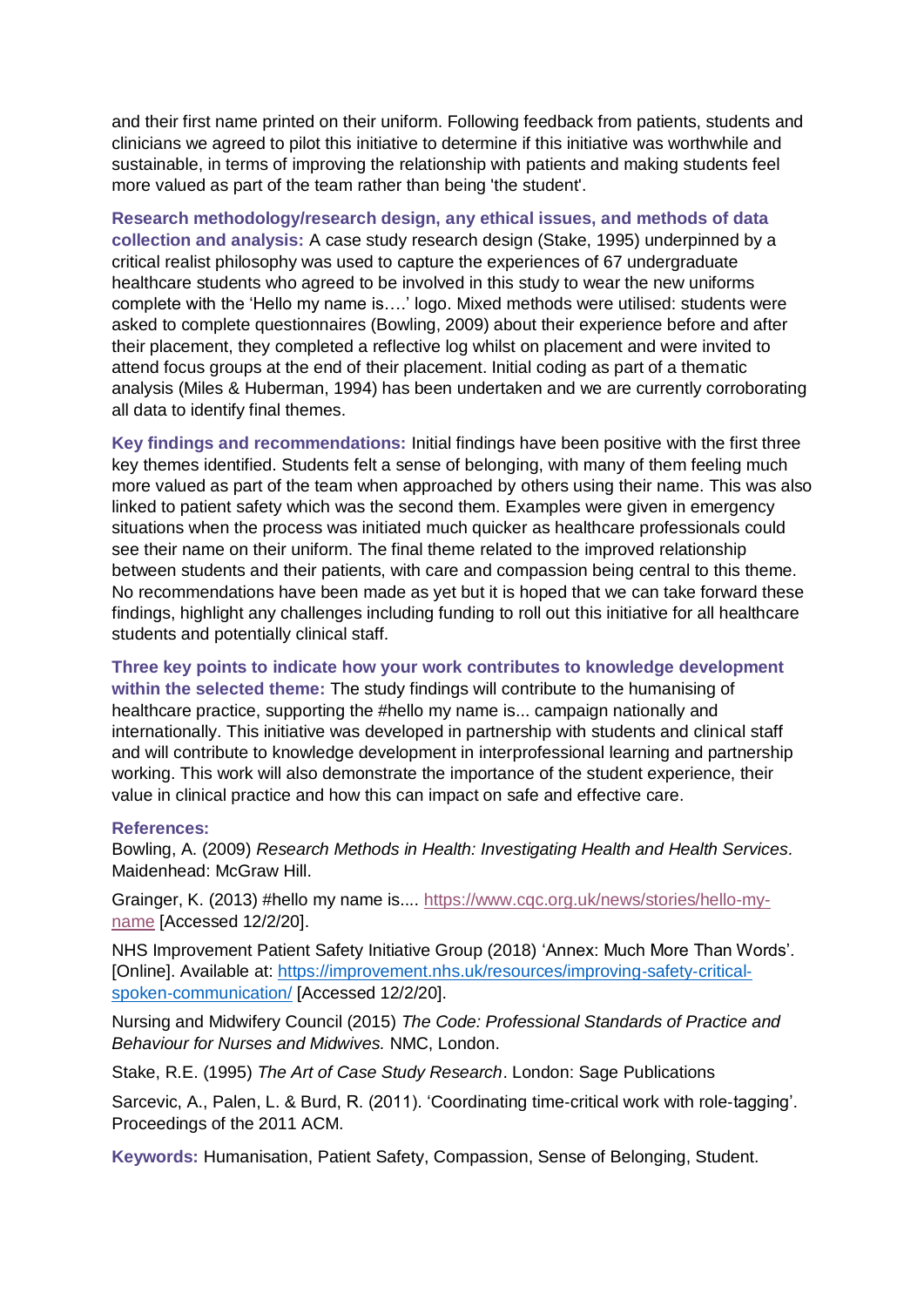and their first name printed on their uniform. Following feedback from patients, students and clinicians we agreed to pilot this initiative to determine if this initiative was worthwhile and sustainable, in terms of improving the relationship with patients and making students feel more valued as part of the team rather than being 'the student'.

**Research methodology/research design, any ethical issues, and methods of data collection and analysis:** A case study research design (Stake, 1995) underpinned by a critical realist philosophy was used to capture the experiences of 67 undergraduate healthcare students who agreed to be involved in this study to wear the new uniforms complete with the 'Hello my name is….' logo. Mixed methods were utilised: students were asked to complete questionnaires (Bowling, 2009) about their experience before and after their placement, they completed a reflective log whilst on placement and were invited to attend focus groups at the end of their placement. Initial coding as part of a thematic analysis (Miles & Huberman, 1994) has been undertaken and we are currently corroborating all data to identify final themes.

**Key findings and recommendations:** Initial findings have been positive with the first three key themes identified. Students felt a sense of belonging, with many of them feeling much more valued as part of the team when approached by others using their name. This was also linked to patient safety which was the second them. Examples were given in emergency situations when the process was initiated much quicker as healthcare professionals could see their name on their uniform. The final theme related to the improved relationship between students and their patients, with care and compassion being central to this theme. No recommendations have been made as yet but it is hoped that we can take forward these findings, highlight any challenges including funding to roll out this initiative for all healthcare students and potentially clinical staff.

**Three key points to indicate how your work contributes to knowledge development within the selected theme:** The study findings will contribute to the humanising of healthcare practice, supporting the #hello my name is... campaign nationally and internationally. This initiative was developed in partnership with students and clinical staff and will contribute to knowledge development in interprofessional learning and partnership working. This work will also demonstrate the importance of the student experience, their value in clinical practice and how this can impact on safe and effective care.

**References:**

Bowling, A. (2009) *Research Methods in Health: Investigating Health and Health Services*. Maidenhead: McGraw Hill.

Grainger, K. (2013) #hello my name is.... https://www.cqc.org.uk/news/stories/hello-my-name [Accessed 12/2/20].

NHS Improvement Patient Safety Initiative Group (2018) 'Annex: Much More Than Words'. [Online]. Available at: https://improvement.nhs.uk/resources/improving-safety-critical-spoken-communication/ [Accessed 12/2/20].

Nursing and Midwifery Council (2015) *The Code: Professional Standards of Practice and Behaviour for Nurses and Midwives.* NMC, London.

Stake, R.E. (1995) *The Art of Case Study Research*. London: Sage Publications

Sarcevic, A., Palen, L. & Burd, R. (2011). 'Coordinating time-critical work with role-tagging'. Proceedings of the 2011 ACM.

**Keywords:** Humanisation, Patient Safety, Compassion, Sense of Belonging, Student.